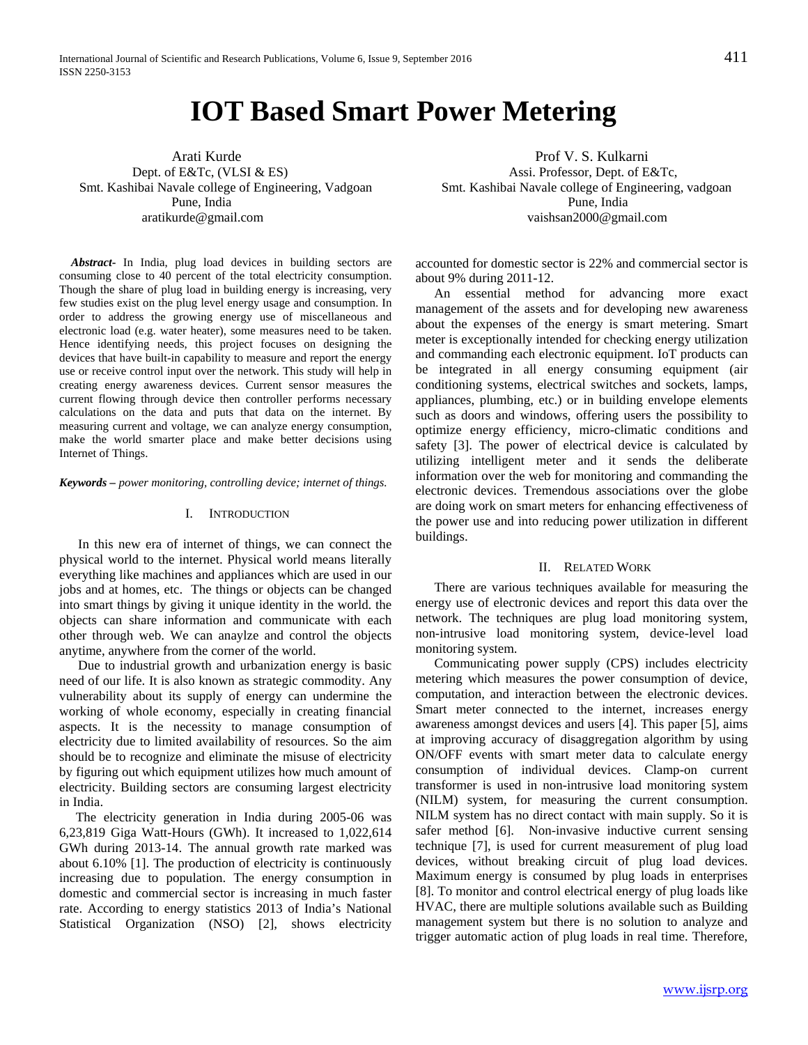# IOT Based Smart Power Metering

Arati Kurde
Dept. of E&Tc, (VLSI & ES)
Smt. Kashibai Navale college of Engineering, Vadgoan
Pune, India
aratikurde@gmail.com

Prof V. S. Kulkarni
Assi. Professor, Dept. of E&Tc,
Smt. Kashibai Navale college of Engineering, vadgoan
Pune, India
vaishsan2000@gmail.com

***Abstract-*** In India, plug load devices in building sectors are consuming close to 40 percent of the total electricity consumption. Though the share of plug load in building energy is increasing, very few studies exist on the plug level energy usage and consumption. In order to address the growing energy use of miscellaneous and electronic load (e.g. water heater), some measures need to be taken. Hence identifying needs, this project focuses on designing the devices that have built-in capability to measure and report the energy use or receive control input over the network. This study will help in creating energy awareness devices. Current sensor measures the current flowing through device then controller performs necessary calculations on the data and puts that data on the internet. By measuring current and voltage, we can analyze energy consumption, make the world smarter place and make better decisions using Internet of Things.

***Keywords –*** *power monitoring, controlling device; internet of things.*

## I. Introduction

In this new era of internet of things, we can connect the physical world to the internet. Physical world means literally everything like machines and appliances which are used in our jobs and at homes, etc. The things or objects can be changed into smart things by giving it unique identity in the world. the objects can share information and communicate with each other through web. We can anaylze and control the objects anytime, anywhere from the corner of the world.

Due to industrial growth and urbanization energy is basic need of our life. It is also known as strategic commodity. Any vulnerability about its supply of energy can undermine the working of whole economy, especially in creating financial aspects. It is the necessity to manage consumption of electricity due to limited availability of resources. So the aim should be to recognize and eliminate the misuse of electricity by figuring out which equipment utilizes how much amount of electricity. Building sectors are consuming largest electricity in India.

The electricity generation in India during 2005-06 was 6,23,819 Giga Watt-Hours (GWh). It increased to 1,022,614 GWh during 2013-14. The annual growth rate marked was about 6.10% [1]. The production of electricity is continuously increasing due to population. The energy consumption in domestic and commercial sector is increasing in much faster rate. According to energy statistics 2013 of India's National Statistical Organization (NSO) [2], shows electricity accounted for domestic sector is 22% and commercial sector is about 9% during 2011-12.

An essential method for advancing more exact management of the assets and for developing new awareness about the expenses of the energy is smart metering. Smart meter is exceptionally intended for checking energy utilization and commanding each electronic equipment. IoT products can be integrated in all energy consuming equipment (air conditioning systems, electrical switches and sockets, lamps, appliances, plumbing, etc.) or in building envelope elements such as doors and windows, offering users the possibility to optimize energy efficiency, micro-climatic conditions and safety [3]. The power of electrical device is calculated by utilizing intelligent meter and it sends the deliberate information over the web for monitoring and commanding the electronic devices. Tremendous associations over the globe are doing work on smart meters for enhancing effectiveness of the power use and into reducing power utilization in different buildings.

## II. Related Work

There are various techniques available for measuring the energy use of electronic devices and report this data over the network. The techniques are plug load monitoring system, non-intrusive load monitoring system, device-level load monitoring system.

Communicating power supply (CPS) includes electricity metering which measures the power consumption of device, computation, and interaction between the electronic devices. Smart meter connected to the internet, increases energy awareness amongst devices and users [4]. This paper [5], aims at improving accuracy of disaggregation algorithm by using ON/OFF events with smart meter data to calculate energy consumption of individual devices. Clamp-on current transformer is used in non-intrusive load monitoring system (NILM) system, for measuring the current consumption. NILM system has no direct contact with main supply. So it is safer method [6]. Non-invasive inductive current sensing technique [7], is used for current measurement of plug load devices, without breaking circuit of plug load devices. Maximum energy is consumed by plug loads in enterprises [8]. To monitor and control electrical energy of plug loads like HVAC, there are multiple solutions available such as Building management system but there is no solution to analyze and trigger automatic action of plug loads in real time. Therefore,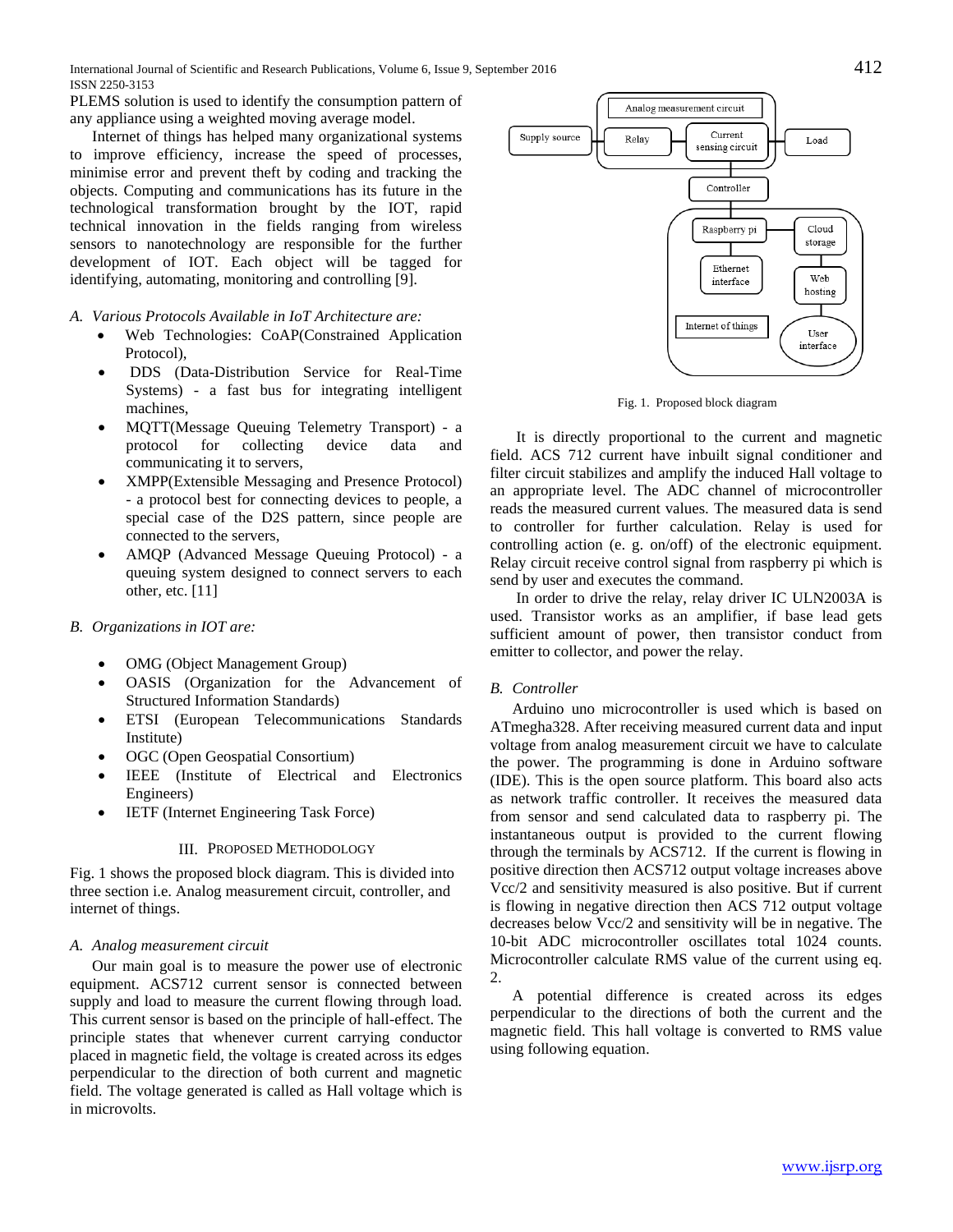PLEMS solution is used to identify the consumption pattern of any appliance using a weighted moving average model.

Internet of things has helped many organizational systems to improve efficiency, increase the speed of processes, minimise error and prevent theft by coding and tracking the objects. Computing and communications has its future in the technological transformation brought by the IOT, rapid technical innovation in the fields ranging from wireless sensors to nanotechnology are responsible for the further development of IOT. Each object will be tagged for identifying, automating, monitoring and controlling [9].

*A. Various Protocols Available in IoT Architecture are:*

- Web Technologies: CoAP(Constrained Application Protocol),
- DDS (Data-Distribution Service for Real-Time Systems) - a fast bus for integrating intelligent machines,
- MQTT(Message Queuing Telemetry Transport) - a protocol for collecting device data and communicating it to servers,
- XMPP(Extensible Messaging and Presence Protocol) - a protocol best for connecting devices to people, a special case of the D2S pattern, since people are connected to the servers,
- AMQP (Advanced Message Queuing Protocol) - a queuing system designed to connect servers to each other, etc. [11]

*B. Organizations in IOT are:*

- OMG (Object Management Group)
- OASIS (Organization for the Advancement of Structured Information Standards)
- ETSI (European Telecommunications Standards Institute)
- OGC (Open Geospatial Consortium)
- IEEE (Institute of Electrical and Electronics Engineers)
- IETF (Internet Engineering Task Force)

## III. Proposed Methodology

Fig. 1 shows the proposed block diagram. This is divided into three section i.e. Analog measurement circuit, controller, and internet of things.

*A. Analog measurement circuit*

Our main goal is to measure the power use of electronic equipment. ACS712 current sensor is connected between supply and load to measure the current flowing through load. This current sensor is based on the principle of hall-effect. The principle states that whenever current carrying conductor placed in magnetic field, the voltage is created across its edges perpendicular to the direction of both current and magnetic field. The voltage generated is called as Hall voltage which is in microvolts.

Analog measurement circuit | Supply source | Relay | Current sensing circuit | Load | Controller | Raspberry pi | Cloud storage | Ethernet interface | Web hosting | Internet of things | User interface

Fig. 1. Proposed block diagram

It is directly proportional to the current and magnetic field. ACS 712 current have inbuilt signal conditioner and filter circuit stabilizes and amplify the induced Hall voltage to an appropriate level. The ADC channel of microcontroller reads the measured current values. The measured data is send to controller for further calculation. Relay is used for controlling action (e. g. on/off) of the electronic equipment. Relay circuit receive control signal from raspberry pi which is send by user and executes the command.

In order to drive the relay, relay driver IC ULN2003A is used. Transistor works as an amplifier, if base lead gets sufficient amount of power, then transistor conduct from emitter to collector, and power the relay.

*B. Controller*

Arduino uno microcontroller is used which is based on ATmegha328. After receiving measured current data and input voltage from analog measurement circuit we have to calculate the power. The programming is done in Arduino software (IDE). This is the open source platform. This board also acts as network traffic controller. It receives the measured data from sensor and send calculated data to raspberry pi. The instantaneous output is provided to the current flowing through the terminals by ACS712. If the current is flowing in positive direction then ACS712 output voltage increases above Vcc/2 and sensitivity measured is also positive. But if current is flowing in negative direction then ACS 712 output voltage decreases below Vcc/2 and sensitivity will be in negative. The 10-bit ADC microcontroller oscillates total 1024 counts. Microcontroller calculate RMS value of the current using eq. 2.

A potential difference is created across its edges perpendicular to the directions of both the current and the magnetic field. This hall voltage is converted to RMS value using following equation.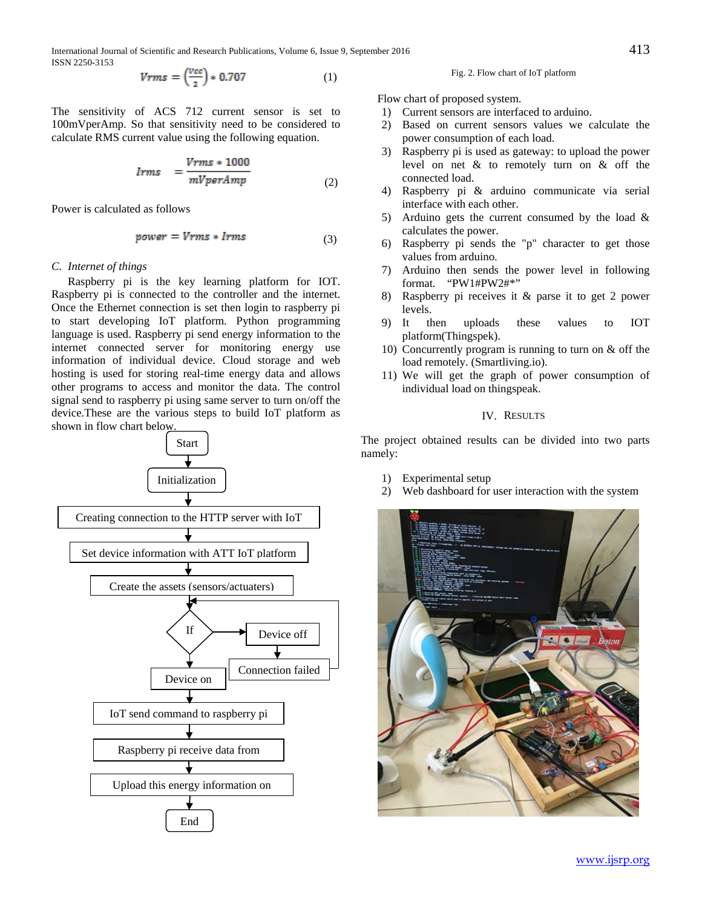$$Vrms = \left(\frac{Vcc}{2}\right) * 0.707 \quad (1)$$

The sensitivity of ACS 712 current sensor is set to 100mVperAmp. So that sensitivity need to be considered to calculate RMS current value using the following equation.

$$Irms = \frac{Vrms * 1000}{mVperAmp} \quad (2)$$

Power is calculated as follows

$$power = Vrms * Irms \quad (3)$$

### C. *Internet of things*

Raspberry pi is the key learning platform for IOT. Raspberry pi is connected to the controller and the internet. Once the Ethernet connection is set then login to raspberry pi to start developing IoT platform. Python programming language is used. Raspberry pi send energy information to the internet connected server for monitoring energy use information of individual device. Cloud storage and web hosting is used for storing real-time energy data and allows other programs to access and monitor the data. The control signal send to raspberry pi using same server to turn on/off the device.These are the various steps to build IoT platform as shown in flow chart below.

Start → Initialization → Creating connection to the HTTP server with IoT → Set device information with ATT IoT platform → Create the assets (sensors/actuaters) → If → Device off → Connection failed (loop back) / Device on → IoT send command to raspberry pi → Raspberry pi receive data from → Upload this energy information on → End

Fig. 2. Flow chart of IoT platform

Flow chart of proposed system.

1) Current sensors are interfaced to arduino.
2) Based on current sensors values we calculate the power consumption of each load.
3) Raspberry pi is used as gateway: to upload the power level on net & to remotely turn on & off the connected load.
4) Raspberry pi & arduino communicate via serial interface with each other.
5) Arduino gets the current consumed by the load & calculates the power.
6) Raspberry pi sends the "p" character to get those values from arduino.
7) Arduino then sends the power level in following format. "PW1#PW2#*"
8) Raspberry pi receives it & parse it to get 2 power levels.
9) It then uploads these values to IOT platform(Thingspek).
10) Concurrently program is running to turn on & off the load remotely. (Smartliving.io).
11) We will get the graph of power consumption of individual load on thingspeak.

## IV. Results

The project obtained results can be divided into two parts namely:

1) Experimental setup
2) Web dashboard for user interaction with the system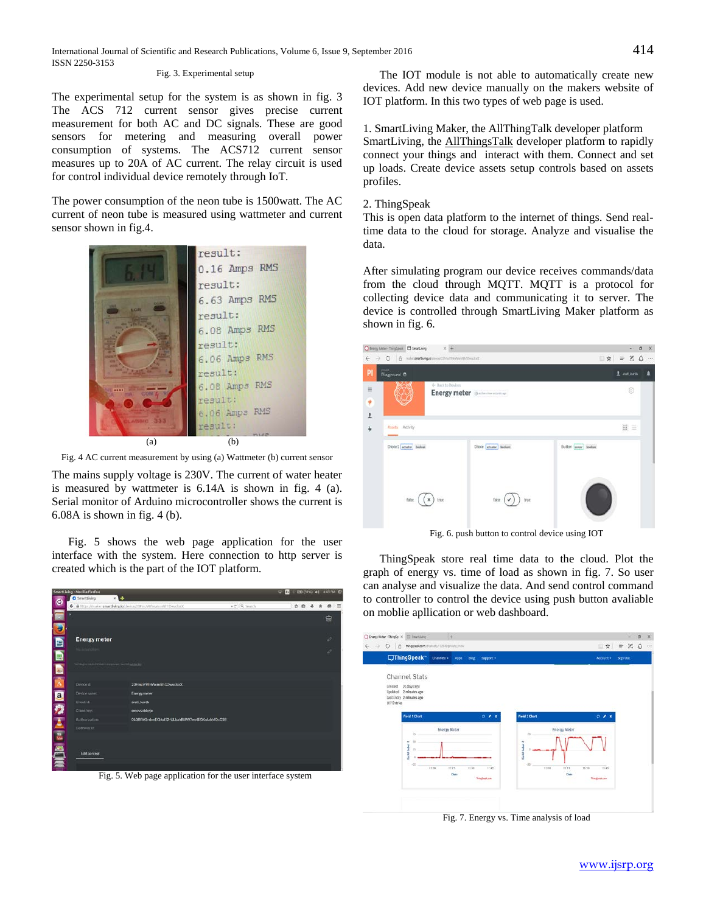Fig. 3. Experimental setup

The experimental setup for the system is as shown in fig. 3 The ACS 712 current sensor gives precise current measurement for both AC and DC signals. These are good sensors for metering and measuring overall power consumption of systems. The ACS712 current sensor measures up to 20A of AC current. The relay circuit is used for control individual device remotely through IoT.

The power consumption of the neon tube is 1500watt. The AC current of neon tube is measured using wattmeter and current sensor shown in fig.4.

(a) (b)

Fig. 4 AC current measurement by using (a) Wattmeter (b) current sensor

The mains supply voltage is 230V. The current of water heater is measured by wattmeter is 6.14A is shown in fig. 4 (a). Serial monitor of Arduino microcontroller shows the current is 6.08A is shown in fig. 4 (b).

Fig. 5 shows the web page application for the user interface with the system. Here connection to http server is created which is the part of the IOT platform.

Fig. 5. Web page application for the user interface system

The IOT module is not able to automatically create new devices. Add new device manually on the makers website of IOT platform. In this two types of web page is used.

1. SmartLiving Maker, the AllThingTalk developer platform SmartLiving, the AllThingsTalk developer platform to rapidly connect your things and interact with them. Connect and set up loads. Create device assets setup controls based on assets profiles.

2. ThingSpeak
This is open data platform to the internet of things. Send real-time data to the cloud for storage. Analyze and visualise the data.

After simulating program our device receives commands/data from the cloud through MQTT. MQTT is a protocol for collecting device data and communicating it to server. The device is controlled through SmartLiving Maker platform as shown in fig. 6.

Fig. 6. push button to control device using IOT

ThingSpeak store real time data to the cloud. Plot the graph of energy vs. time of load as shown in fig. 7. So user can analyse and visualize the data. And send control command to controller to control the device using push button avaliable on moblie apllication or web dashboard.

Fig. 7. Energy vs. Time analysis of load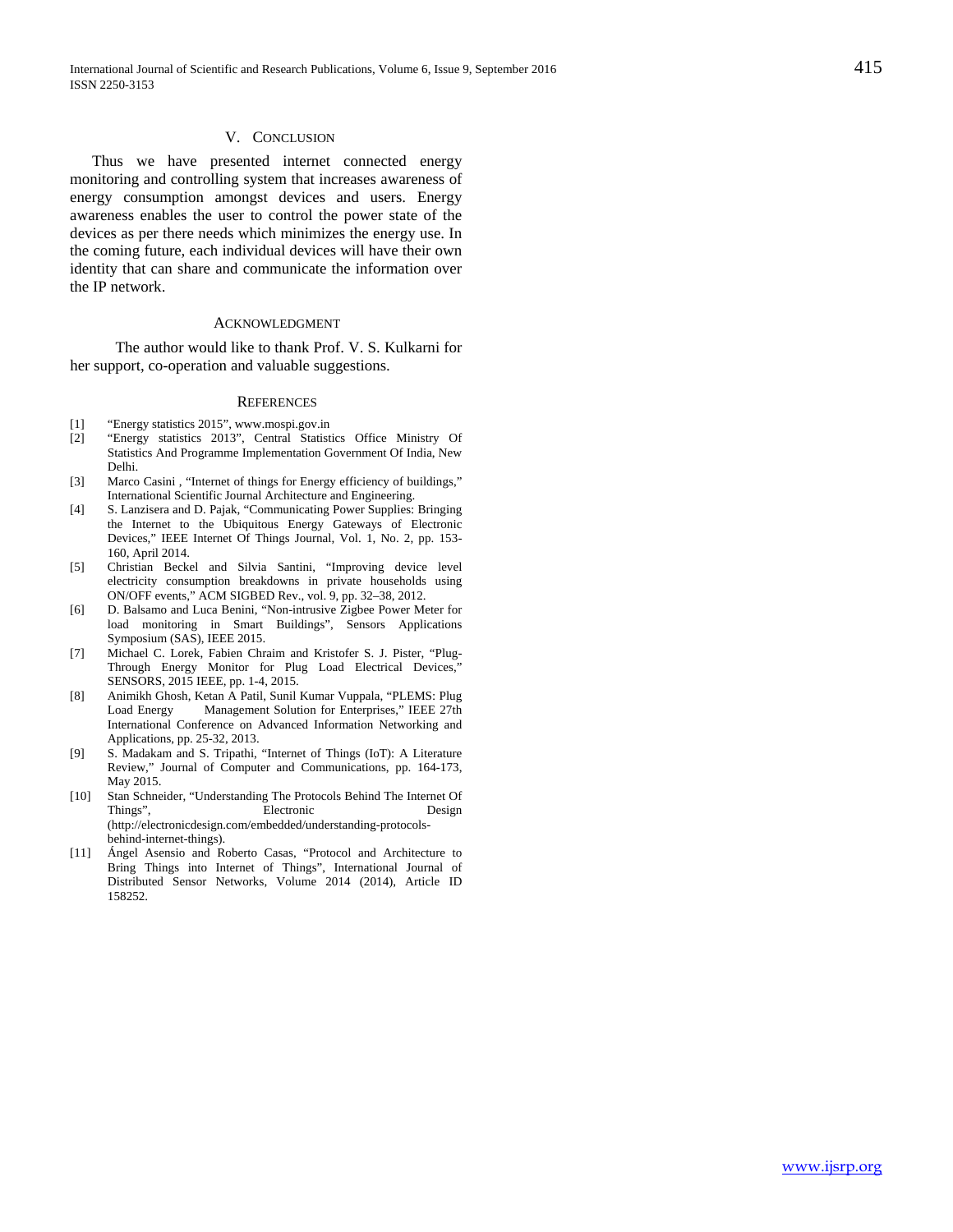## V. Conclusion

Thus we have presented internet connected energy monitoring and controlling system that increases awareness of energy consumption amongst devices and users. Energy awareness enables the user to control the power state of the devices as per there needs which minimizes the energy use. In the coming future, each individual devices will have their own identity that can share and communicate the information over the IP network.

## Acknowledgment

The author would like to thank Prof. V. S. Kulkarni for her support, co-operation and valuable suggestions.

## References

[1] "Energy statistics 2015", www.mospi.gov.in

[2] "Energy statistics 2013", Central Statistics Office Ministry Of Statistics And Programme Implementation Government Of India, New Delhi.

[3] Marco Casini , "Internet of things for Energy efficiency of buildings," International Scientific Journal Architecture and Engineering.

[4] S. Lanzisera and D. Pajak, "Communicating Power Supplies: Bringing the Internet to the Ubiquitous Energy Gateways of Electronic Devices," IEEE Internet Of Things Journal, Vol. 1, No. 2, pp. 153-160, April 2014.

[5] Christian Beckel and Silvia Santini, "Improving device level electricity consumption breakdowns in private households using ON/OFF events," ACM SIGBED Rev., vol. 9, pp. 32–38, 2012.

[6] D. Balsamo and Luca Benini, "Non-intrusive Zigbee Power Meter for load monitoring in Smart Buildings", Sensors Applications Symposium (SAS), IEEE 2015.

[7] Michael C. Lorek, Fabien Chraim and Kristofer S. J. Pister, "Plug-Through Energy Monitor for Plug Load Electrical Devices," SENSORS, 2015 IEEE, pp. 1-4, 2015.

[8] Animikh Ghosh, Ketan A Patil, Sunil Kumar Vuppala, "PLEMS: Plug Load Energy Management Solution for Enterprises," IEEE 27th International Conference on Advanced Information Networking and Applications, pp. 25-32, 2013.

[9] S. Madakam and S. Tripathi, "Internet of Things (IoT): A Literature Review," Journal of Computer and Communications, pp. 164-173, May 2015.

[10] Stan Schneider, "Understanding The Protocols Behind The Internet Of Things", Electronic Design (http://electronicdesign.com/embedded/understanding-protocols-behind-internet-things).

[11] Ángel Asensio and Roberto Casas, "Protocol and Architecture to Bring Things into Internet of Things", International Journal of Distributed Sensor Networks, Volume 2014 (2014), Article ID 158252.